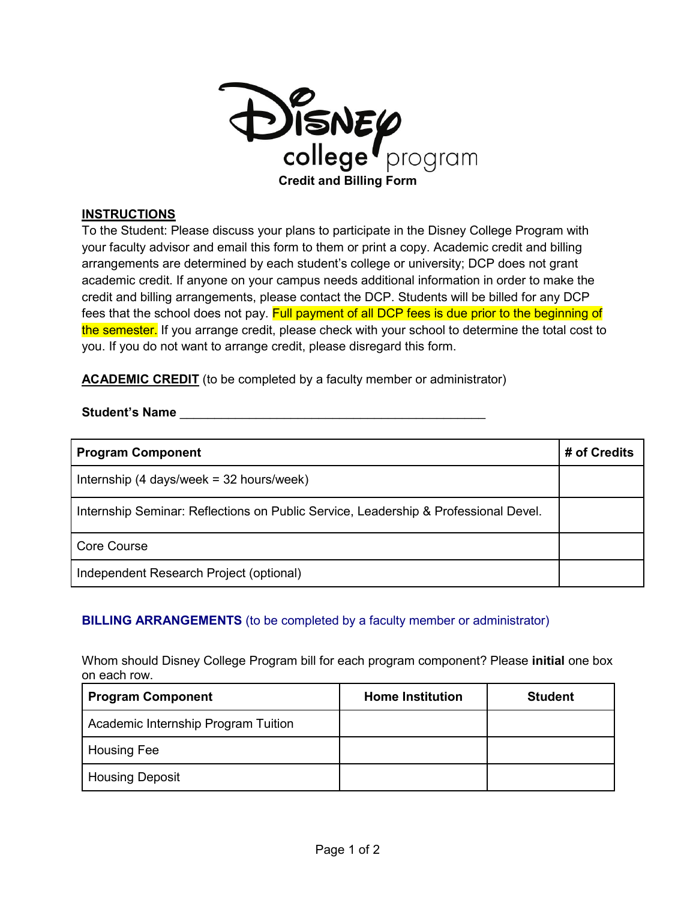# Disney college program

**Credit and Billing Form**

**INSTRUCTIONS**

To the Student: Please discuss your plans to participate in the Disney College Program with your faculty advisor and email this form to them or print a copy. Academic credit and billing arrangements are determined by each student's college or university; DCP does not grant academic credit. If anyone on your campus needs additional information in order to make the credit and billing arrangements, please contact the DCP. Students will be billed for any DCP fees that the school does not pay. Full payment of all DCP fees is due prior to the beginning of the semester. If you arrange credit, please check with your school to determine the total cost to you. If you do not want to arrange credit, please disregard this form.

**ACADEMIC CREDIT** (to be completed by a faculty member or administrator)

**Student's Name** ____________________________________________

| Program Component | # of Credits |
|---|---|
| Internship (4 days/week = 32 hours/week) | |
| Internship Seminar: Reflections on Public Service, Leadership & Professional Devel. | |
| Core Course | |
| Independent Research Project (optional) | |

**BILLING ARRANGEMENTS** (to be completed by a faculty member or administrator)

Whom should Disney College Program bill for each program component? Please **initial** one box on each row.

| Program Component | Home Institution | Student |
|---|---|---|
| Academic Internship Program Tuition | | |
| Housing Fee | | |
| Housing Deposit | | |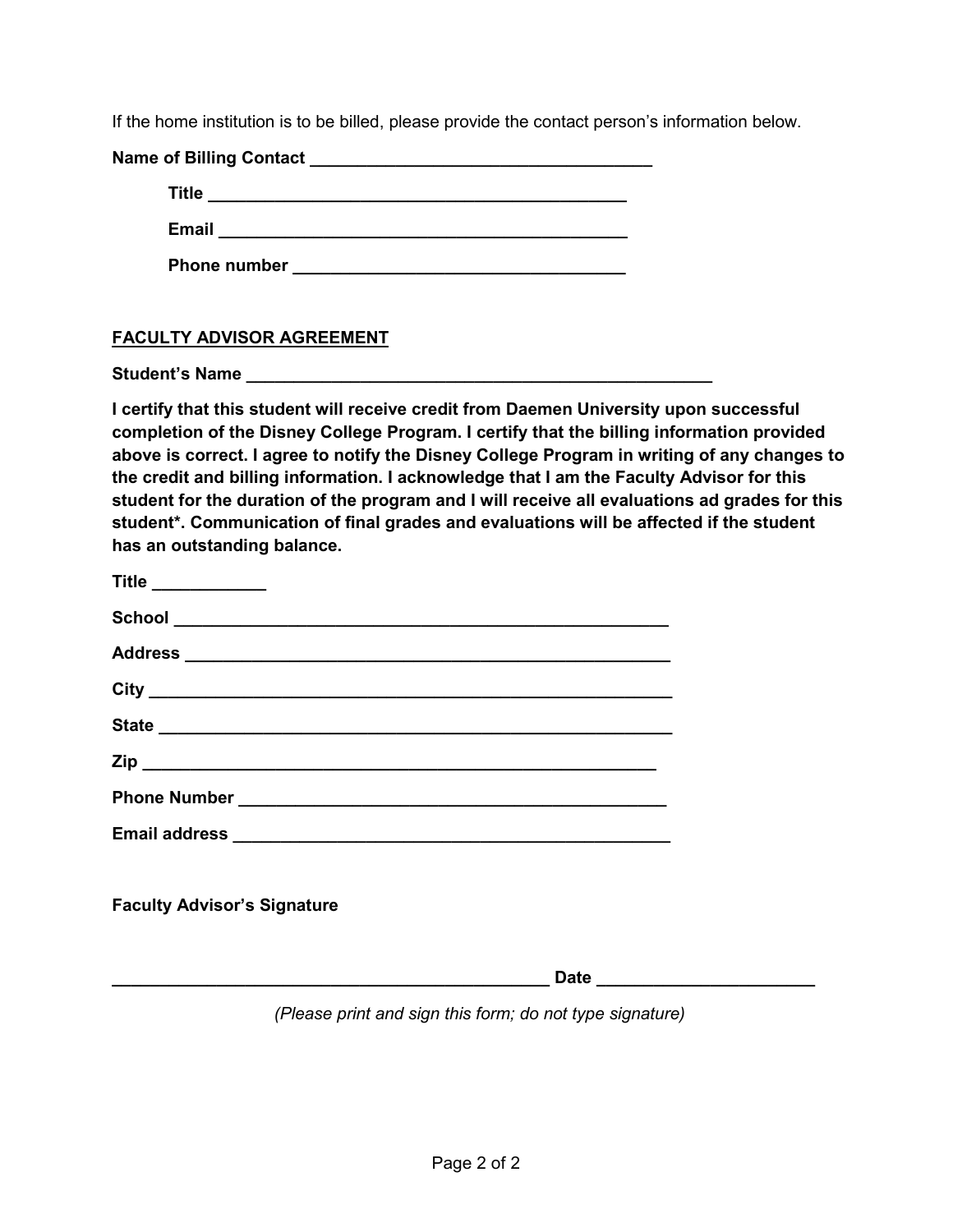If the home institution is to be billed, please provide the contact person's information below.

**Name of Billing Contact** ___________________________________

**Title** ___________________________________________

**Email** ___________________________________________

**Phone number** ___________________________________

**<u>FACULTY ADVISOR AGREEMENT</u>**

**Student's Name** ___________________________________________________

**I certify that this student will receive credit from Daemen University upon successful completion of the Disney College Program. I certify that the billing information provided above is correct. I agree to notify the Disney College Program in writing of any changes to the credit and billing information. I acknowledge that I am the Faculty Advisor for this student for the duration of the program and I will receive all evaluations ad grades for this student*. Communication of final grades and evaluations will be affected if the student has an outstanding balance.**

**Title** ___________

**School** ______________________________________________________

**Address** _____________________________________________________

**City** _________________________________________________________

**State** ________________________________________________________

**Zip** __________________________________________________________

**Phone Number** ______________________________________________

**Email address** ______________________________________________

**Faculty Advisor's Signature**

_______________________________________________ **Date** ______________________

*(Please print and sign this form; do not type signature)*